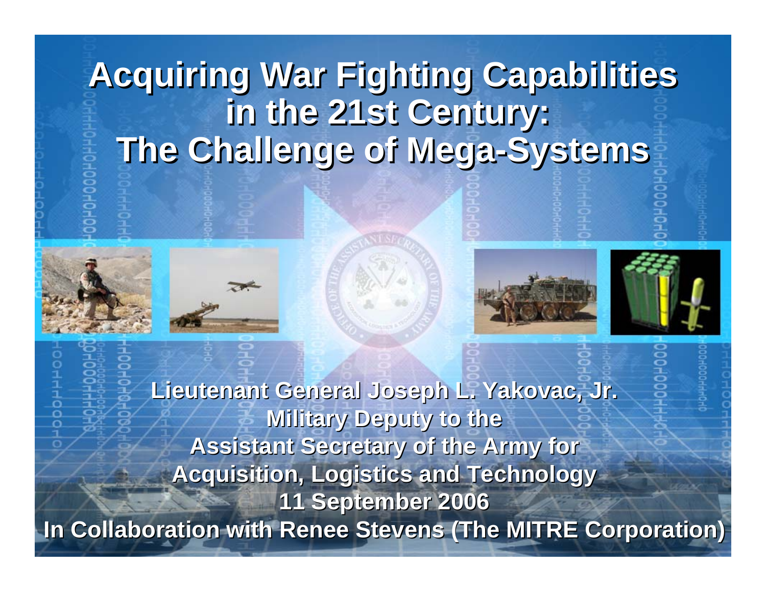# Acquiring War Fighting Capabilities in the 21st Century: The Challenge of Mega-Systems

**Lieutenant General Joseph L. Yakovac, Jr.**
**Military Deputy to the**
**Assistant Secretary of the Army for**
**Acquisition, Logistics and Technology**
**11 September 2006**
**In Collaboration with Renee Stevens (The MITRE Corporation)**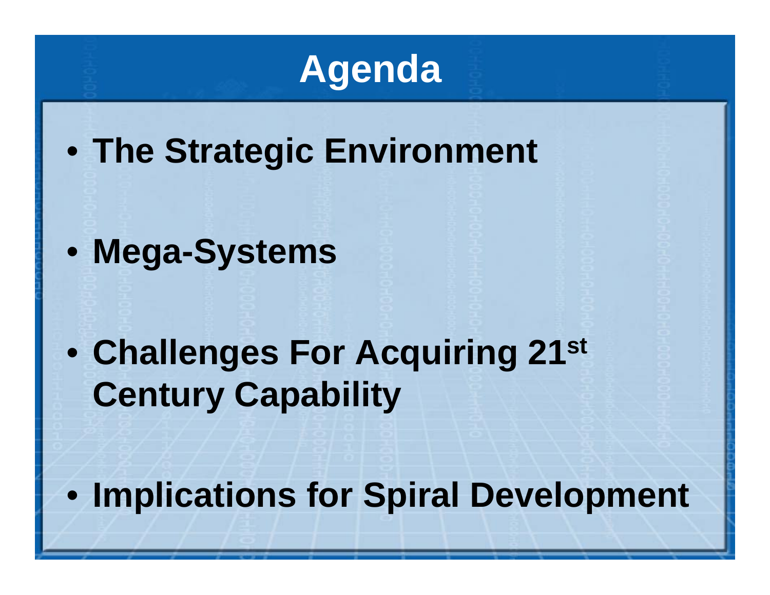# Agenda

- **The Strategic Environment**
- **Mega-Systems**
- **Challenges For Acquiring 21st Century Capability**
- **Implications for Spiral Development**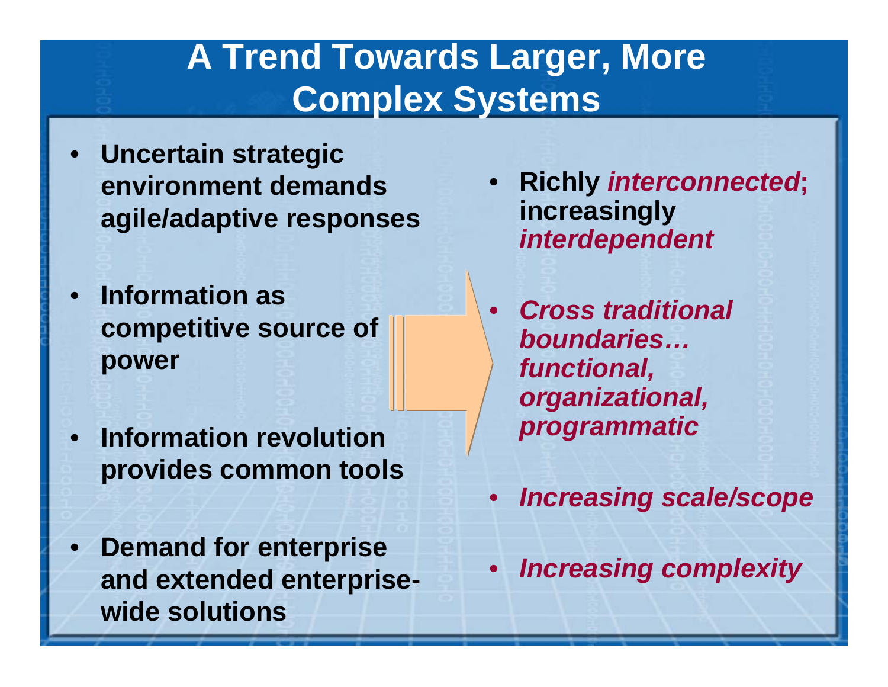# A Trend Towards Larger, More Complex Systems

- **Uncertain strategic environment demands agile/adaptive responses**
- **Information as competitive source of power**
- **Information revolution provides common tools**
- **Demand for enterprise and extended enterprise-wide solutions**

- **Richly *interconnected*; increasingly *interdependent***
- ***Cross traditional boundaries… functional, organizational, programmatic***
- ***Increasing scale/scope***
- ***Increasing complexity***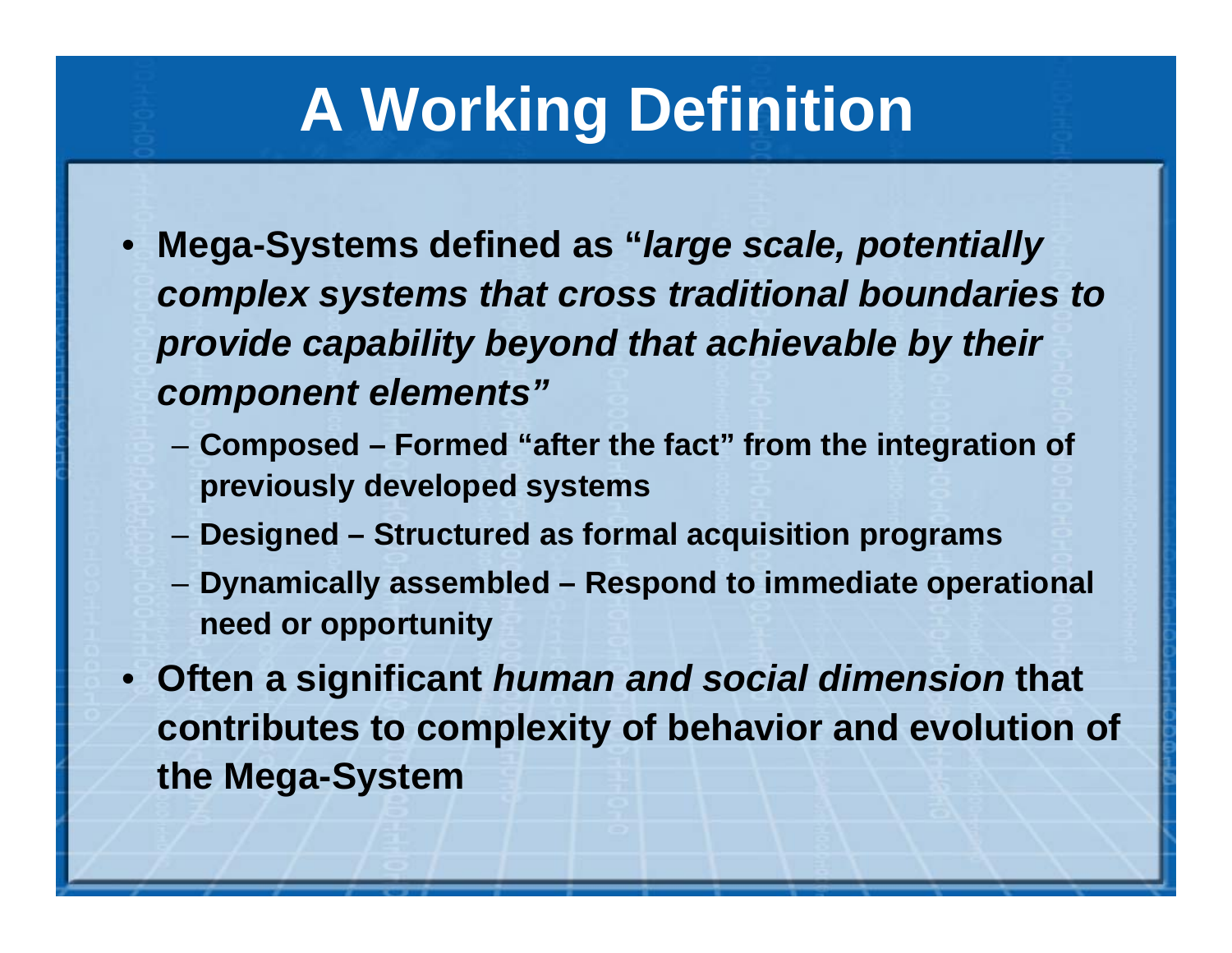# A Working Definition

- **Mega-Systems defined as "*large scale, potentially complex systems that cross traditional boundaries to provide capability beyond that achievable by their component elements*"**
  - **Composed – Formed "after the fact" from the integration of previously developed systems**
  - **Designed – Structured as formal acquisition programs**
  - **Dynamically assembled – Respond to immediate operational need or opportunity**
- **Often a significant *human and social dimension* that contributes to complexity of behavior and evolution of the Mega-System**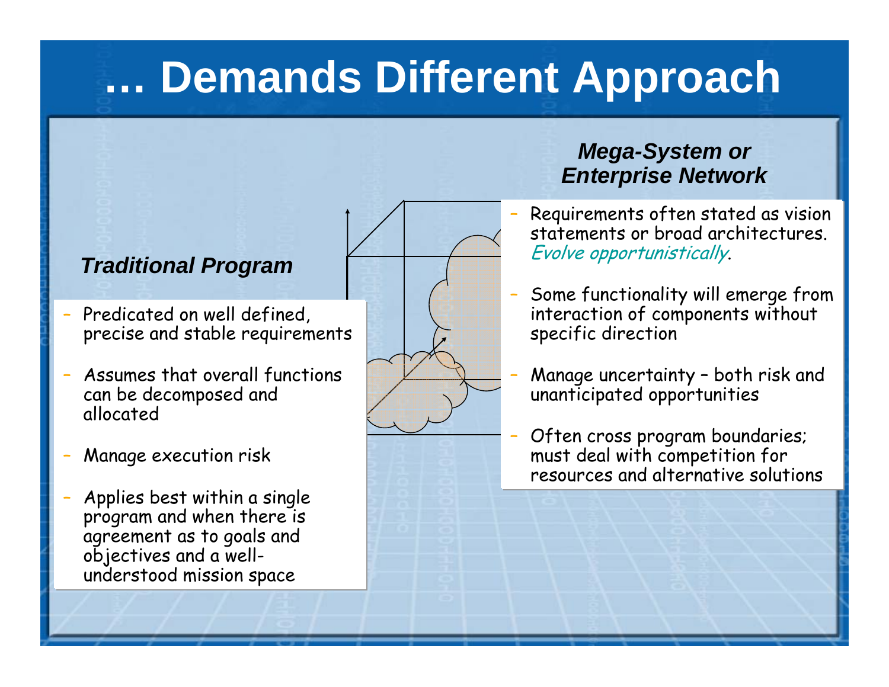# … Demands Different Approach

### *Traditional Program*

- Predicated on well defined, precise and stable requirements
- Assumes that overall functions can be decomposed and allocated
- Manage execution risk
- Applies best within a single program and when there is agreement as to goals and objectives and a well-understood mission space

### *Mega-System or Enterprise Network*

- Requirements often stated as vision statements or broad architectures. *Evolve opportunistically*.
- Some functionality will emerge from interaction of components without specific direction
- Manage uncertainty – both risk and unanticipated opportunities
- Often cross program boundaries; must deal with competition for resources and alternative solutions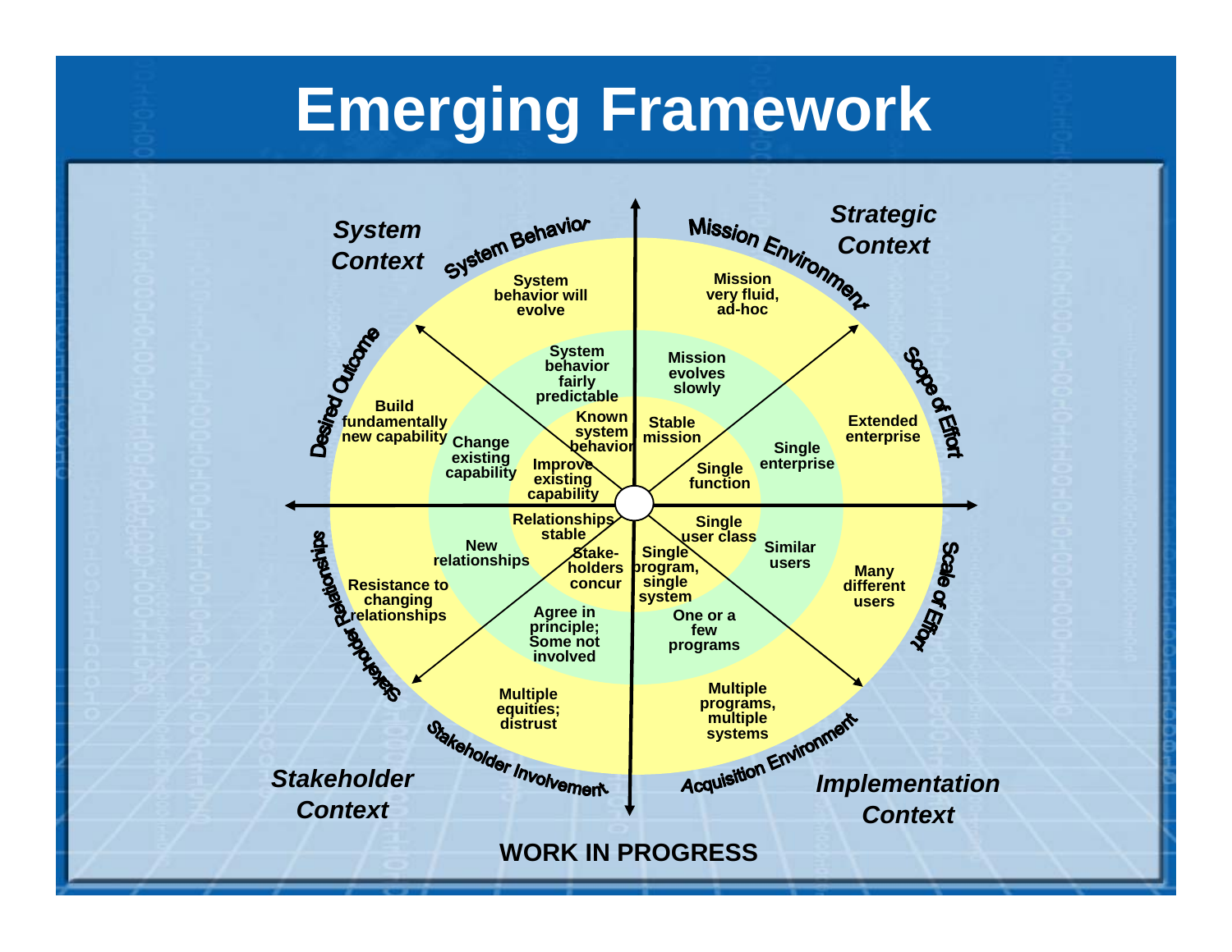# Emerging Framework

**System Context**

**Strategic Context**

**Stakeholder Context**

**Implementation Context**

| Dimension | Inner | Middle | Outer |
|---|---|---|---|
| System Behavior | Known system behavior | System behavior fairly predictable | System behavior will evolve |
| Mission Environment | Stable mission | Mission evolves slowly | Mission very fluid, ad-hoc |
| Scope of Effort | Single function | Single enterprise | Extended enterprise |
| Scale of Effort | Single user class | Similar users | Many different users |
| Acquisition Environment | Single program, single system | One or a few programs | Multiple programs, multiple systems |
| Stakeholder Involvement | Stake-holders concur | Agree in principle; Some not involved | Multiple equities; distrust |
| Stakeholder Relationships | Relationships stable | New relationships | Resistance to changing relationships |
| Desired Outcome | Improve existing capability | Change existing capability | Build fundamentally new capability |

**WORK IN PROGRESS**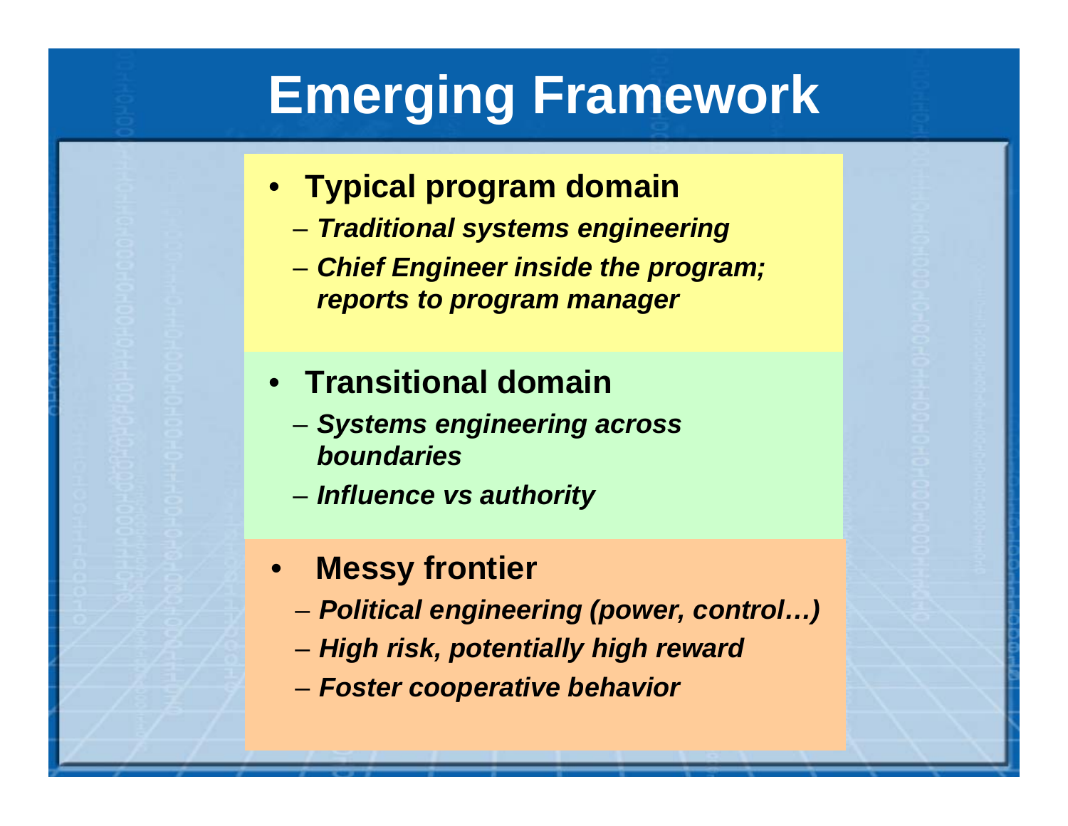# Emerging Framework

- **Typical program domain**
  - ***Traditional systems engineering***
  - ***Chief Engineer inside the program; reports to program manager***
- **Transitional domain**
  - ***Systems engineering across boundaries***
  - ***Influence vs authority***
- **Messy frontier**
  - ***Political engineering (power, control…)***
  - ***High risk, potentially high reward***
  - ***Foster cooperative behavior***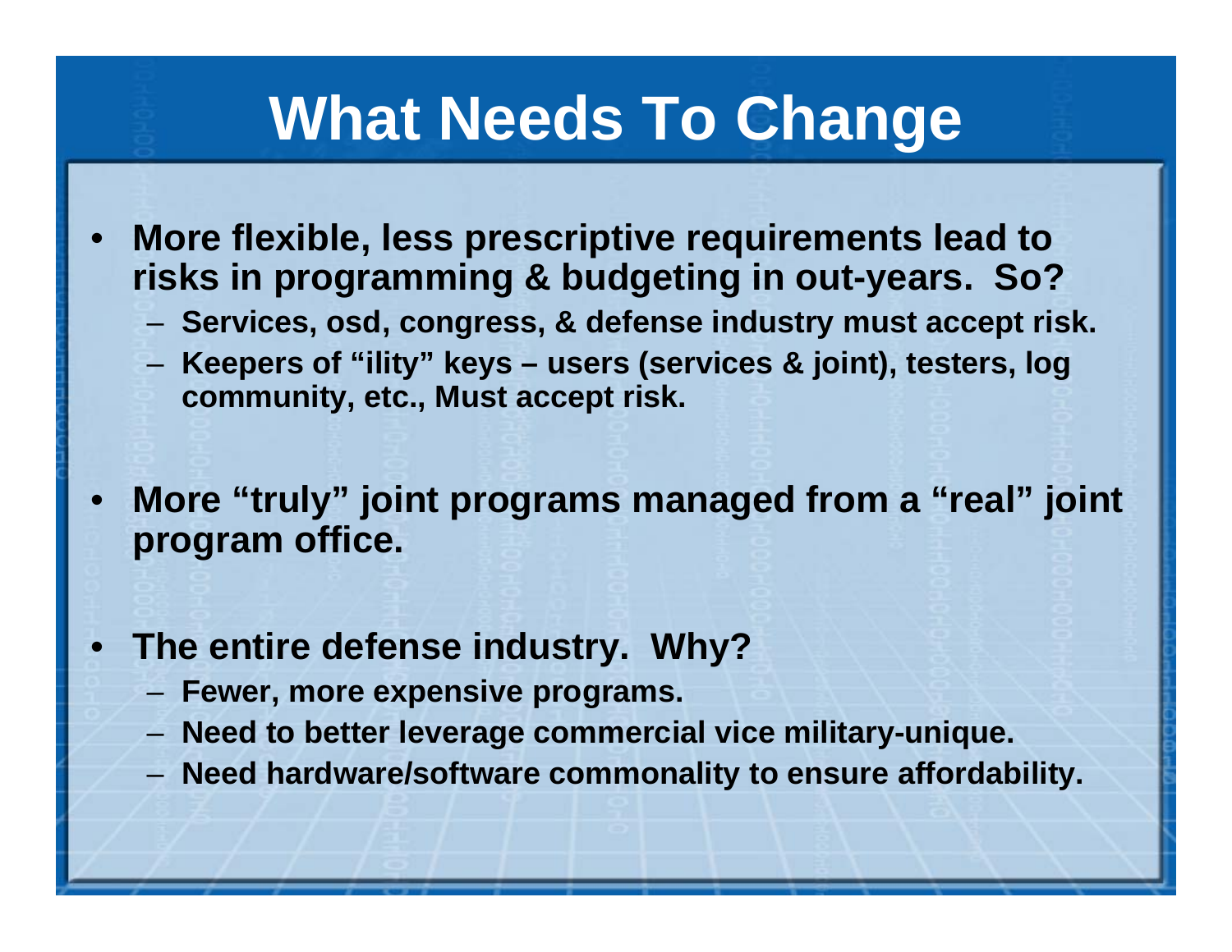# What Needs To Change

- **More flexible, less prescriptive requirements lead to risks in programming & budgeting in out-years. So?**
  - **Services, osd, congress, & defense industry must accept risk.**
  - **Keepers of "ility" keys – users (services & joint), testers, log community, etc., Must accept risk.**
- **More "truly" joint programs managed from a "real" joint program office.**
- **The entire defense industry. Why?**
  - **Fewer, more expensive programs.**
  - **Need to better leverage commercial vice military-unique.**
  - **Need hardware/software commonality to ensure affordability.**